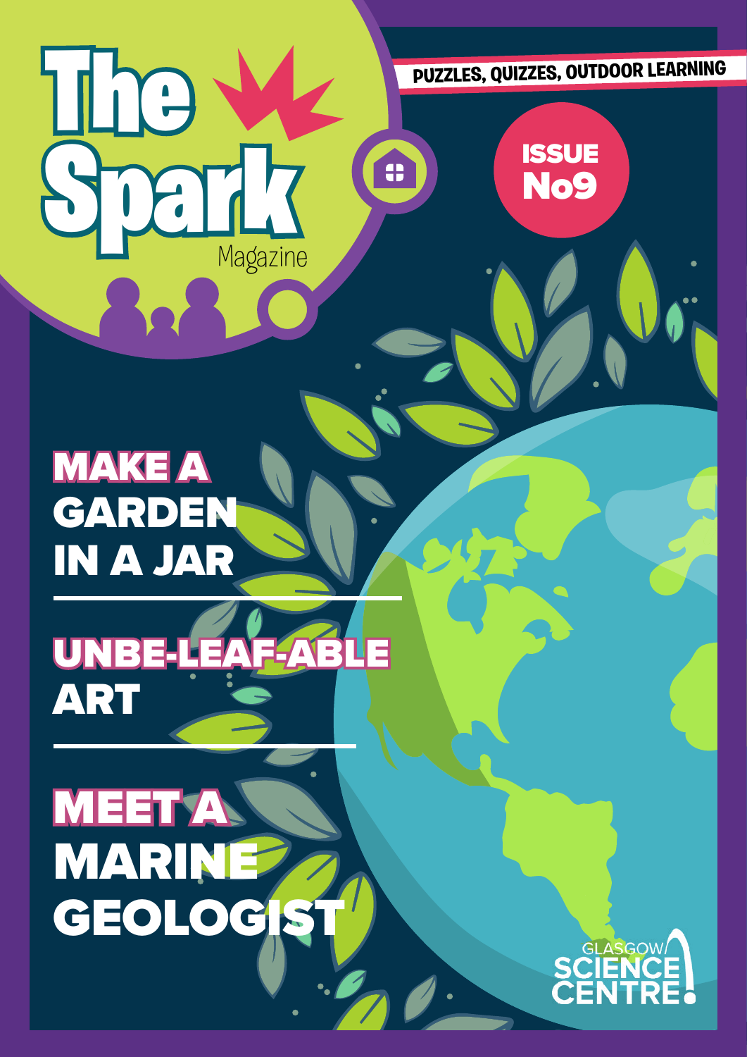# The Spark Magazine

PUZZLES, QUIZZES, OUTDOOR LEARNING

ISSUE No9

## MAKE A GARDEN IN A JAR

## UNBE-LEAF-ABLE ART

## MEET A MARINE GEOLOGIST

GLASGOW SCIENCE CENTRE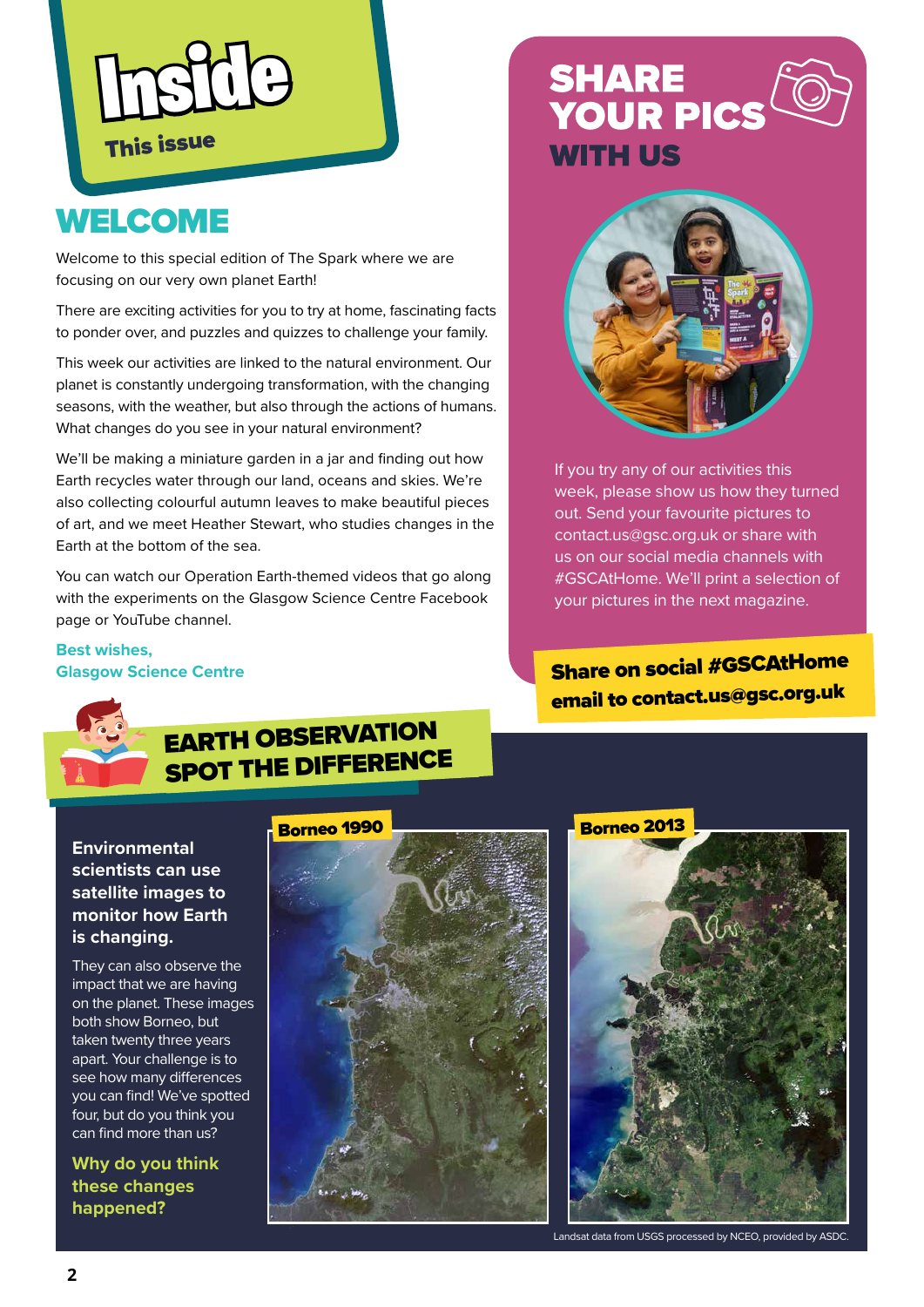# Inside

This issue

## WELCOME

Welcome to this special edition of The Spark where we are focusing on our very own planet Earth!

There are exciting activities for you to try at home, fascinating facts to ponder over, and puzzles and quizzes to challenge your family.

This week our activities are linked to the natural environment. Our planet is constantly undergoing transformation, with the changing seasons, with the weather, but also through the actions of humans. What changes do you see in your natural environment?

We'll be making a miniature garden in a jar and finding out how Earth recycles water through our land, oceans and skies. We're also collecting colourful autumn leaves to make beautiful pieces of art, and we meet Heather Stewart, who studies changes in the Earth at the bottom of the sea.

You can watch our Operation Earth-themed videos that go along with the experiments on the Glasgow Science Centre Facebook page or YouTube channel.

**Best wishes,**
**Glasgow Science Centre**

## SHARE YOUR PICS WITH US

If you try any of our activities this week, please show us how they turned out. Send your favourite pictures to contact.us@gsc.org.uk or share with us on our social media channels with #GSCAtHome. We'll print a selection of your pictures in the next magazine.

**Share on social #GSCAtHome**
**email to contact.us@gsc.org.uk**

## EARTH OBSERVATION SPOT THE DIFFERENCE

**Environmental scientists can use satellite images to monitor how Earth is changing.**

They can also observe the impact that we are having on the planet. These images both show Borneo, but taken twenty three years apart. Your challenge is to see how many differences you can find! We've spotted four, but do you think you can find more than us?

**Why do you think these changes happened?**

Borneo 1990

Borneo 2013

Landsat data from USGS processed by NCEO, provided by ASDC.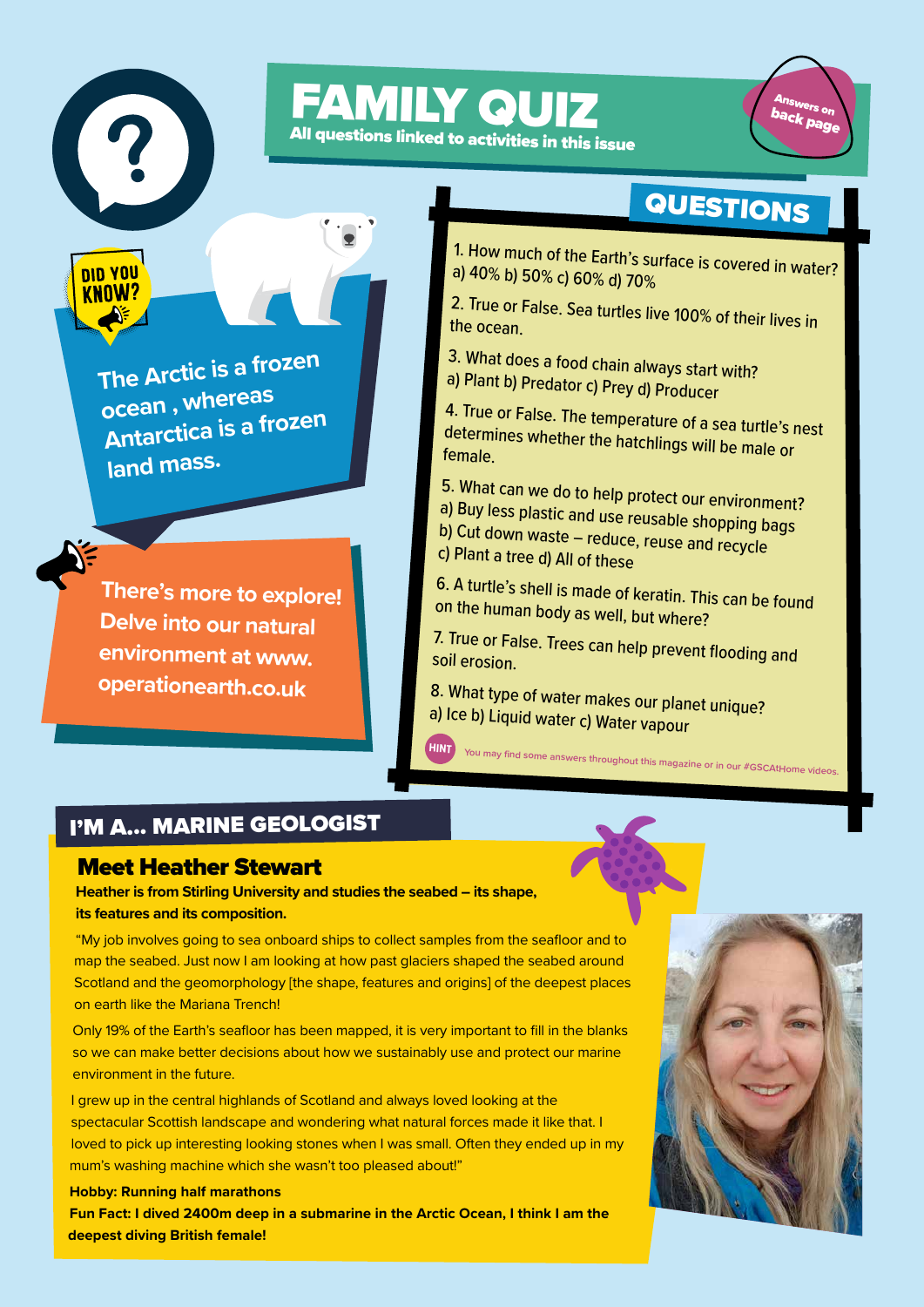# FAMILY QUIZ

**All questions linked to activities in this issue**

Answers on back page

**DID YOU KNOW?**

**The Arctic is a frozen ocean , whereas Antarctica is a frozen land mass.**

**There's more to explore! Delve into our natural environment at www.operationearth.co.uk**

## QUESTIONS

1. How much of the Earth's surface is covered in water?
   a) 40% b) 50% c) 60% d) 70%
2. True or False. Sea turtles live 100% of their lives in the ocean.
3. What does a food chain always start with?
   a) Plant b) Predator c) Prey d) Producer
4. True or False. The temperature of a sea turtle's nest determines whether the hatchlings will be male or female.
5. What can we do to help protect our environment?
   a) Buy less plastic and use reusable shopping bags
   b) Cut down waste – reduce, reuse and recycle
   c) Plant a tree d) All of these
6. A turtle's shell is made of keratin. This can be found on the human body as well, but where?
7. True or False. Trees can help prevent flooding and soil erosion.
8. What type of water makes our planet unique?
   a) Ice b) Liquid water c) Water vapour

HINT: You may find some answers throughout this magazine or in our #GSCAtHome videos.

## I'M A... MARINE GEOLOGIST

### Meet Heather Stewart

**Heather is from Stirling University and studies the seabed – its shape, its features and its composition.**

"My job involves going to sea onboard ships to collect samples from the seafloor and to map the seabed. Just now I am looking at how past glaciers shaped the seabed around Scotland and the geomorphology [the shape, features and origins] of the deepest places on earth like the Mariana Trench!

Only 19% of the Earth's seafloor has been mapped, it is very important to fill in the blanks so we can make better decisions about how we sustainably use and protect our marine environment in the future.

I grew up in the central highlands of Scotland and always loved looking at the spectacular Scottish landscape and wondering what natural forces made it like that. I loved to pick up interesting looking stones when I was small. Often they ended up in my mum's washing machine which she wasn't too pleased about!"

**Hobby: Running half marathons**

**Fun Fact: I dived 2400m deep in a submarine in the Arctic Ocean, I think I am the deepest diving British female!**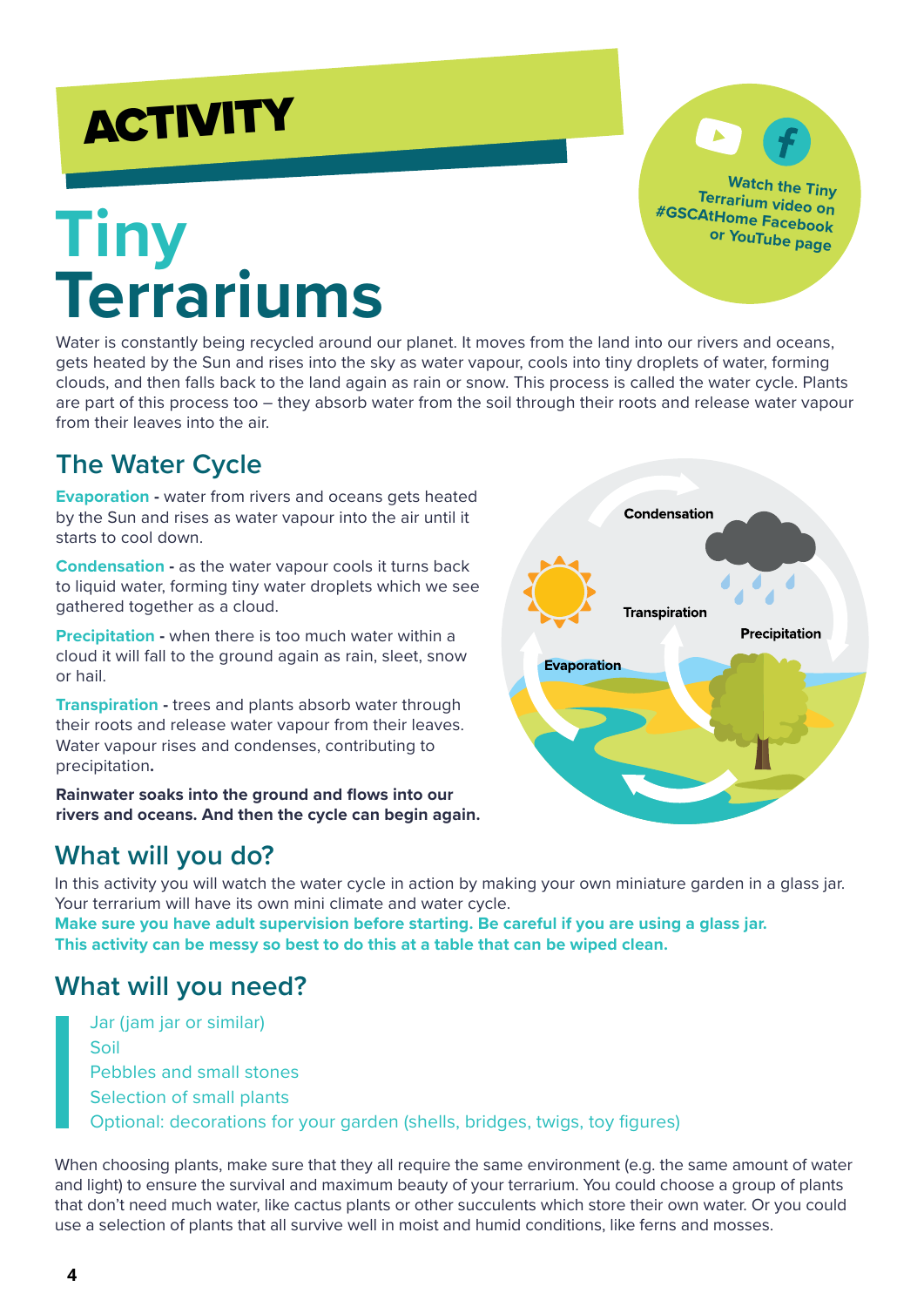# ACTIVITY

# Tiny Terrariums

Watch the Tiny Terrarium video on #GSCAtHome Facebook or YouTube page

Water is constantly being recycled around our planet. It moves from the land into our rivers and oceans, gets heated by the Sun and rises into the sky as water vapour, cools into tiny droplets of water, forming clouds, and then falls back to the land again as rain or snow. This process is called the water cycle. Plants are part of this process too – they absorb water from the soil through their roots and release water vapour from their leaves into the air.

## The Water Cycle

**Evaporation** - water from rivers and oceans gets heated by the Sun and rises as water vapour into the air until it starts to cool down.

**Condensation** - as the water vapour cools it turns back to liquid water, forming tiny water droplets which we see gathered together as a cloud.

**Precipitation** - when there is too much water within a cloud it will fall to the ground again as rain, sleet, snow or hail.

**Transpiration** - trees and plants absorb water through their roots and release water vapour from their leaves. Water vapour rises and condenses, contributing to precipitation.

**Rainwater soaks into the ground and flows into our rivers and oceans. And then the cycle can begin again.**

## What will you do?

In this activity you will watch the water cycle in action by making your own miniature garden in a glass jar. Your terrarium will have its own mini climate and water cycle.

**Make sure you have adult supervision before starting. Be careful if you are using a glass jar. This activity can be messy so best to do this at a table that can be wiped clean.**

## What will you need?

- Jar (jam jar or similar)
- Soil
- Pebbles and small stones
- Selection of small plants
- Optional: decorations for your garden (shells, bridges, twigs, toy figures)

When choosing plants, make sure that they all require the same environment (e.g. the same amount of water and light) to ensure the survival and maximum beauty of your terrarium. You could choose a group of plants that don't need much water, like cactus plants or other succulents which store their own water. Or you could use a selection of plants that all survive well in moist and humid conditions, like ferns and mosses.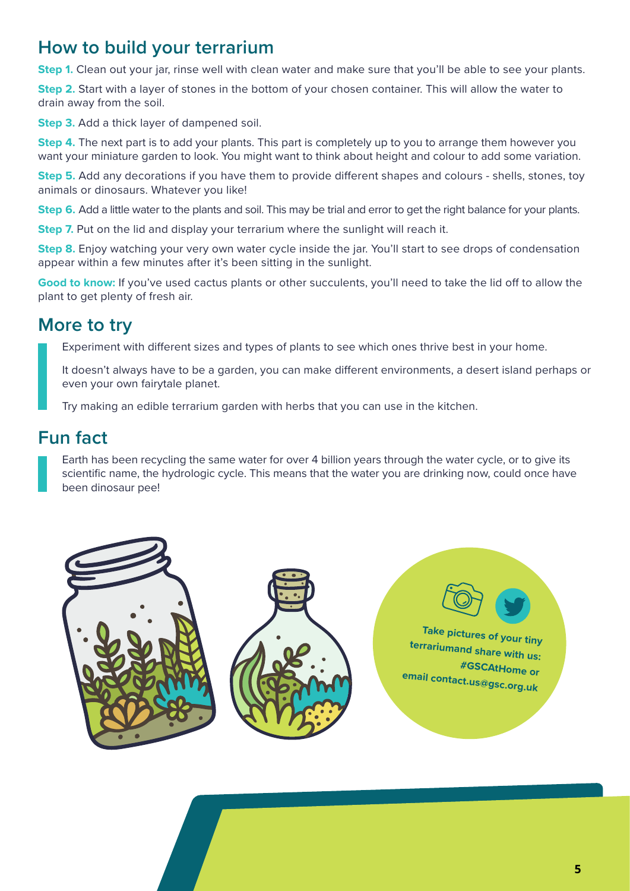## How to build your terrarium

**Step 1.** Clean out your jar, rinse well with clean water and make sure that you'll be able to see your plants.

**Step 2.** Start with a layer of stones in the bottom of your chosen container. This will allow the water to drain away from the soil.

**Step 3.** Add a thick layer of dampened soil.

**Step 4.** The next part is to add your plants. This part is completely up to you to arrange them however you want your miniature garden to look. You might want to think about height and colour to add some variation.

**Step 5.** Add any decorations if you have them to provide different shapes and colours - shells, stones, toy animals or dinosaurs. Whatever you like!

**Step 6.** Add a little water to the plants and soil. This may be trial and error to get the right balance for your plants.

**Step 7.** Put on the lid and display your terrarium where the sunlight will reach it.

**Step 8.** Enjoy watching your very own water cycle inside the jar. You'll start to see drops of condensation appear within a few minutes after it's been sitting in the sunlight.

**Good to know:** If you've used cactus plants or other succulents, you'll need to take the lid off to allow the plant to get plenty of fresh air.

## More to try

Experiment with different sizes and types of plants to see which ones thrive best in your home.

It doesn't always have to be a garden, you can make different environments, a desert island perhaps or even your own fairytale planet.

Try making an edible terrarium garden with herbs that you can use in the kitchen.

## Fun fact

Earth has been recycling the same water for over 4 billion years through the water cycle, or to give its scientific name, the hydrologic cycle. This means that the water you are drinking now, could once have been dinosaur pee!

**Take pictures of your tiny terrariumand share with us: #GSCAtHome or email contact.us@gsc.org.uk**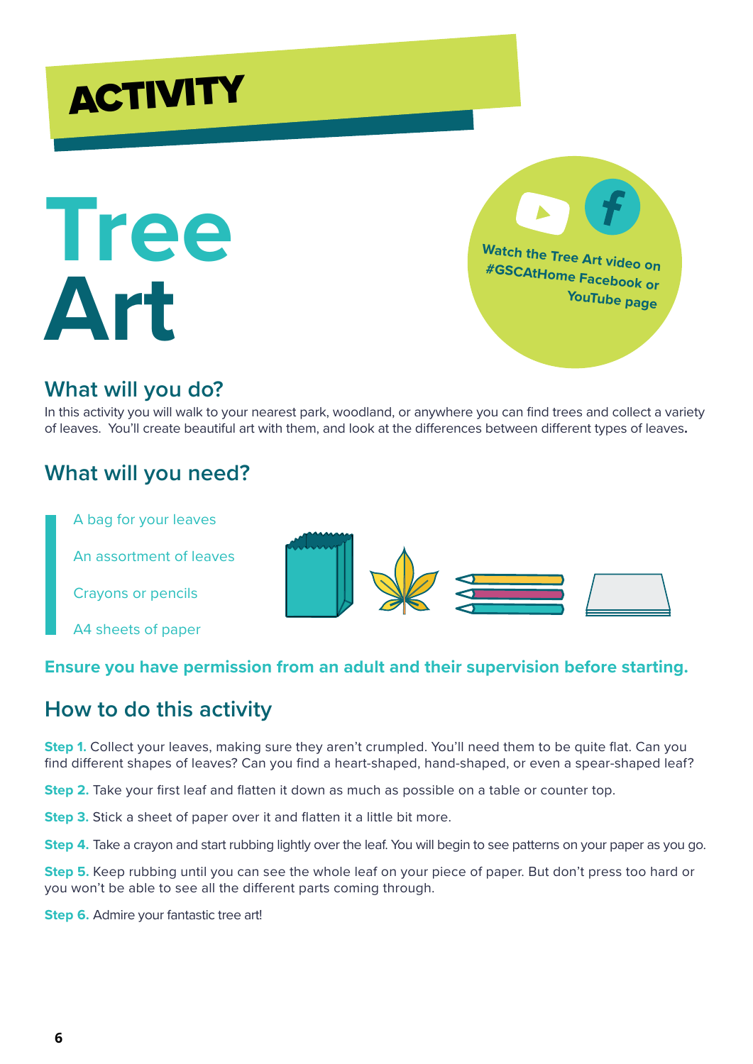# ACTIVITY

# Tree Art

Watch the Tree Art video on #GSCAtHome Facebook or YouTube page

## What will you do?

In this activity you will walk to your nearest park, woodland, or anywhere you can find trees and collect a variety of leaves. You'll create beautiful art with them, and look at the differences between different types of leaves.

## What will you need?

- A bag for your leaves
- An assortment of leaves
- Crayons or pencils
- A4 sheets of paper

**Ensure you have permission from an adult and their supervision before starting.**

## How to do this activity

**Step 1.** Collect your leaves, making sure they aren't crumpled. You'll need them to be quite flat. Can you find different shapes of leaves? Can you find a heart-shaped, hand-shaped, or even a spear-shaped leaf?

**Step 2.** Take your first leaf and flatten it down as much as possible on a table or counter top.

**Step 3.** Stick a sheet of paper over it and flatten it a little bit more.

**Step 4.** Take a crayon and start rubbing lightly over the leaf. You will begin to see patterns on your paper as you go.

**Step 5.** Keep rubbing until you can see the whole leaf on your piece of paper. But don't press too hard or you won't be able to see all the different parts coming through.

**Step 6.** Admire your fantastic tree art!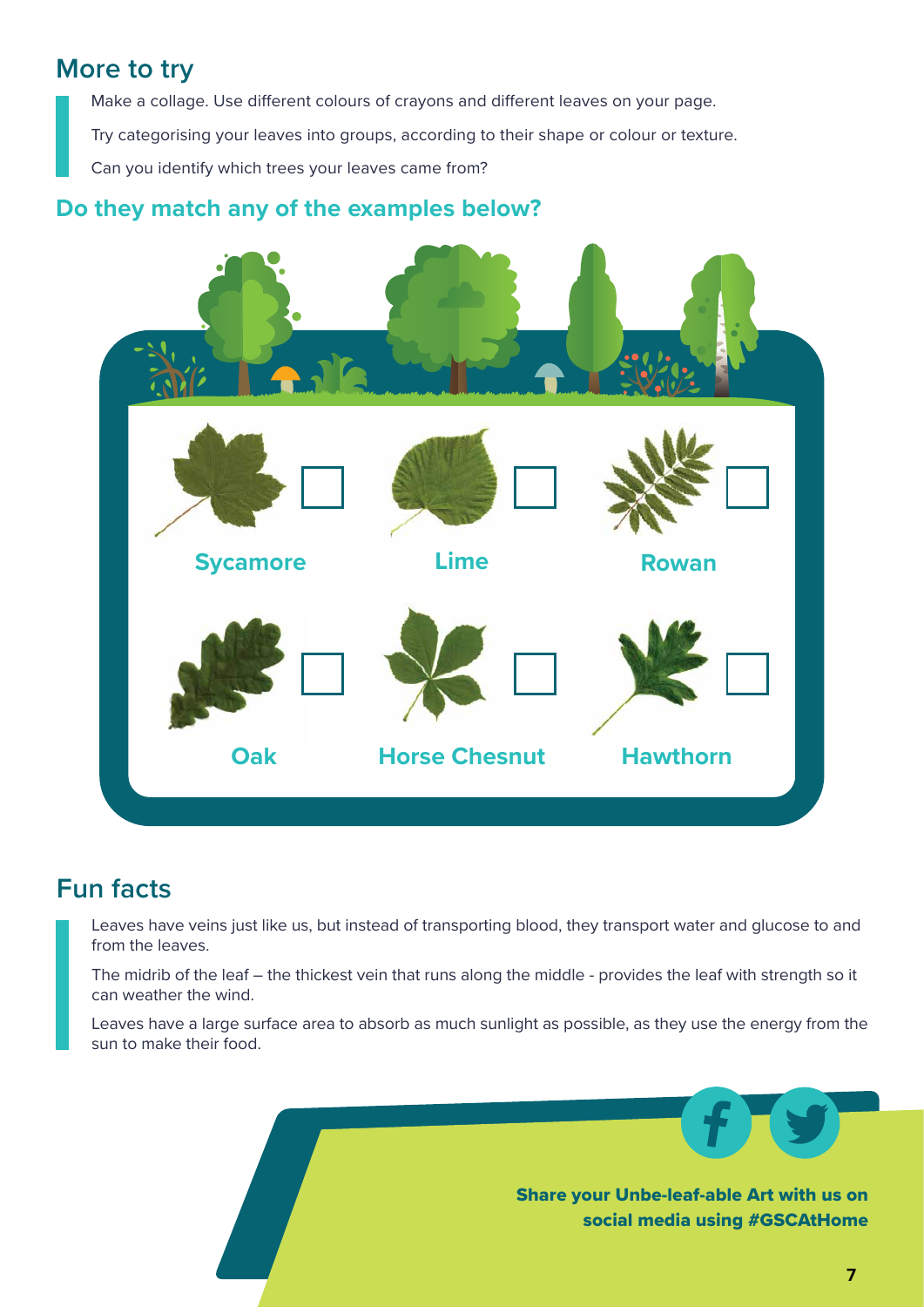## More to try

Make a collage. Use different colours of crayons and different leaves on your page.

Try categorising your leaves into groups, according to their shape or colour or texture.

Can you identify which trees your leaves came from?

### Do they match any of the examples below?

- ☐ Sycamore
- ☐ Lime
- ☐ Rowan
- ☐ Oak
- ☐ Horse Chesnut
- ☐ Hawthorn

## Fun facts

Leaves have veins just like us, but instead of transporting blood, they transport water and glucose to and from the leaves.

The midrib of the leaf – the thickest vein that runs along the middle - provides the leaf with strength so it can weather the wind.

Leaves have a large surface area to absorb as much sunlight as possible, as they use the energy from the sun to make their food.

**Share your Unbe-leaf-able Art with us on social media using #GSCAtHome**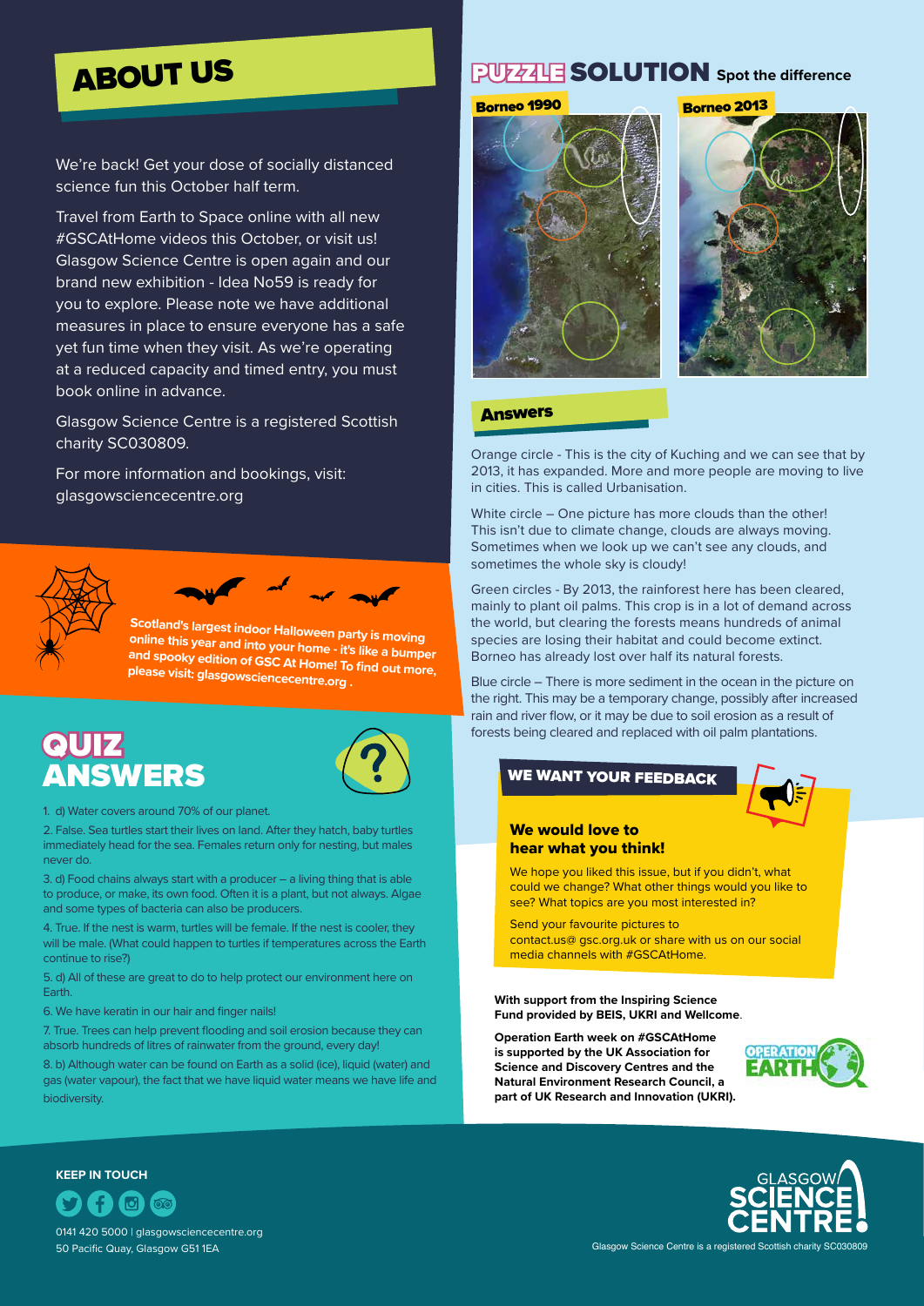## ABOUT US

We're back! Get your dose of socially distanced science fun this October half term.

Travel from Earth to Space online with all new #GSCAtHome videos this October, or visit us! Glasgow Science Centre is open again and our brand new exhibition - Idea No59 is ready for you to explore. Please note we have additional measures in place to ensure everyone has a safe yet fun time when they visit. As we're operating at a reduced capacity and timed entry, you must book online in advance.

Glasgow Science Centre is a registered Scottish charity SC030809.

For more information and bookings, visit: glasgowsciencecentre.org

Scotland's largest indoor Halloween party is moving online this year and into your home - it's like a bumper and spooky edition of GSC At Home! To find out more, please visit: glasgowsciencecentre.org .

## QUIZ ANSWERS

1. d) Water covers around 70% of our planet.

2. False. Sea turtles start their lives on land. After they hatch, baby turtles immediately head for the sea. Females return only for nesting, but males never do.

3. d) Food chains always start with a producer – a living thing that is able to produce, or make, its own food. Often it is a plant, but not always. Algae and some types of bacteria can also be producers.

4. True. If the nest is warm, turtles will be female. If the nest is cooler, they will be male. (What could happen to turtles if temperatures across the Earth continue to rise?)

5. d) All of these are great to do to help protect our environment here on Earth.

6. We have keratin in our hair and finger nails!

7. True. Trees can help prevent flooding and soil erosion because they can absorb hundreds of litres of rainwater from the ground, every day!

8. b) Although water can be found on Earth as a solid (ice), liquid (water) and gas (water vapour), the fact that we have liquid water means we have life and biodiversity.

## PUZZLE SOLUTION Spot the difference

Borneo 1990

Borneo 2013

### Answers

Orange circle - This is the city of Kuching and we can see that by 2013, it has expanded. More and more people are moving to live in cities. This is called Urbanisation.

White circle – One picture has more clouds than the other! This isn't due to climate change, clouds are always moving. Sometimes when we look up we can't see any clouds, and sometimes the whole sky is cloudy!

Green circles - By 2013, the rainforest here has been cleared, mainly to plant oil palms. This crop is in a lot of demand across the world, but clearing the forests means hundreds of animal species are losing their habitat and could become extinct. Borneo has already lost over half its natural forests.

Blue circle – There is more sediment in the ocean in the picture on the right. This may be a temporary change, possibly after increased rain and river flow, or it may be due to soil erosion as a result of forests being cleared and replaced with oil palm plantations.

### WE WANT YOUR FEEDBACK

**We would love to hear what you think!**

We hope you liked this issue, but if you didn't, what could we change? What other things would you like to see? What topics are you most interested in?

Send your favourite pictures to contact.us@ gsc.org.uk or share with us on our social media channels with #GSCAtHome.

**With support from the Inspiring Science Fund provided by BEIS, UKRI and Wellcome.**

**Operation Earth week on #GSCAtHome is supported by the UK Association for Science and Discovery Centres and the Natural Environment Research Council, a part of UK Research and Innovation (UKRI).**

OPERATION EARTH

**KEEP IN TOUCH**

0141 420 5000 | glasgowsciencecentre.org
50 Pacific Quay, Glasgow G51 1EA

GLASGOW SCIENCE CENTRE

Glasgow Science Centre is a registered Scottish charity SC030809